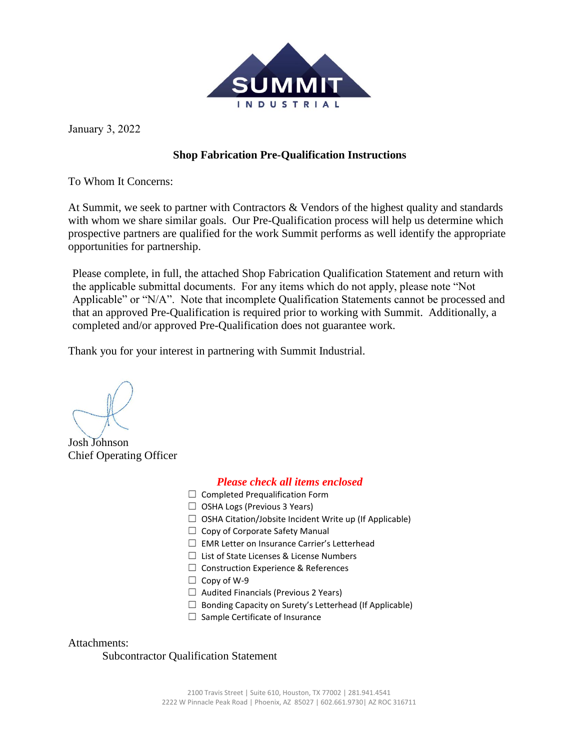SUMMIT
INDUSTRIAL

January 3, 2022

## Shop Fabrication Pre-Qualification Instructions

To Whom It Concerns:

At Summit, we seek to partner with Contractors & Vendors of the highest quality and standards with whom we share similar goals. Our Pre-Qualification process will help us determine which prospective partners are qualified for the work Summit performs as well identify the appropriate opportunities for partnership.

Please complete, in full, the attached Shop Fabrication Qualification Statement and return with the applicable submittal documents. For any items which do not apply, please note "Not Applicable" or "N/A". Note that incomplete Qualification Statements cannot be processed and that an approved Pre-Qualification is required prior to working with Summit. Additionally, a completed and/or approved Pre-Qualification does not guarantee work.

Thank you for your interest in partnering with Summit Industrial.

Josh Johnson
Chief Operating Officer

***Please check all items enclosed***

- ☐ Completed Prequalification Form
- ☐ OSHA Logs (Previous 3 Years)
- ☐ OSHA Citation/Jobsite Incident Write up (If Applicable)
- ☐ Copy of Corporate Safety Manual
- ☐ EMR Letter on Insurance Carrier's Letterhead
- ☐ List of State Licenses & License Numbers
- ☐ Construction Experience & References
- ☐ Copy of W-9
- ☐ Audited Financials (Previous 2 Years)
- ☐ Bonding Capacity on Surety's Letterhead (If Applicable)
- ☐ Sample Certificate of Insurance

Attachments:

Subcontractor Qualification Statement

2100 Travis Street | Suite 610, Houston, TX 77002 | 281.941.4541
2222 W Pinnacle Peak Road | Phoenix, AZ 85027 | 602.661.9730| AZ ROC 316711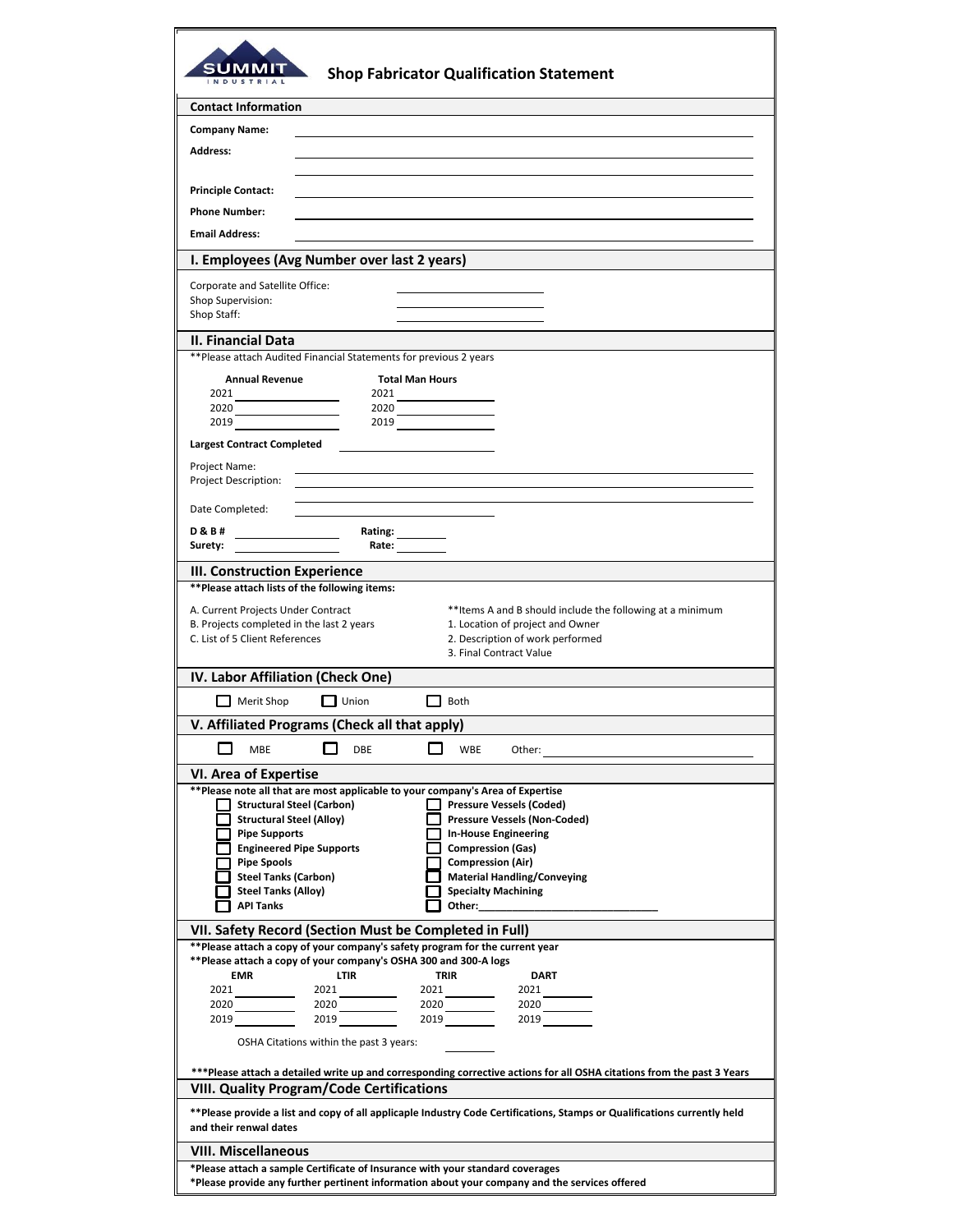SUMMIT INDUSTRIAL

# Shop Fabricator Qualification Statement

## Contact Information

**Company Name:** ____________________

**Address:** ____________________

____________________

**Principle Contact:** ____________________

**Phone Number:** ____________________

**Email Address:** ____________________

## I. Employees (Avg Number over last 2 years)

Corporate and Satellite Office: ____________________
Shop Supervision: ____________________
Shop Staff: ____________________

## II. Financial Data

**Please attach Audited Financial Statements for previous 2 years

| **Annual Revenue** | | **Total Man Hours** | |
|---|---|---|---|
| 2021 | | 2021 | |
| 2020 | | 2020 | |
| 2019 | | 2019 | |

**Largest Contract Completed** ____________________

Project Name: ____________________
Project Description: ____________________

____________________

Date Completed: ____________________

**D & B #** ____________________ **Rating:** __________
**Surety:** ____________________ **Rate:** __________

## III. Construction Experience

**Please attach lists of the following items:**

A. Current Projects Under Contract
B. Projects completed in the last 2 years
C. List of 5 Client References

**Items A and B should include the following at a minimum
1. Location of project and Owner
2. Description of work performed
3. Final Contract Value

## IV. Labor Affiliation (Check One)

☐ Merit Shop ☐ Union ☐ Both

## V. Affiliated Programs (Check all that apply)

☐ MBE ☐ DBE ☐ WBE Other: ____________________

## VI. Area of Expertise

**Please note all that are most applicable to your company's Area of Expertise**

- ☐ **Structural Steel (Carbon)**
- ☐ **Structural Steel (Alloy)**
- ☐ **Pipe Supports**
- ☐ **Engineered Pipe Supports**
- ☐ **Pipe Spools**
- ☐ **Steel Tanks (Carbon)**
- ☐ **Steel Tanks (Alloy)**
- ☐ **API Tanks**
- ☐ **Pressure Vessels (Coded)**
- ☐ **Pressure Vessels (Non-Coded)**
- ☐ **In-House Engineering**
- ☐ **Compression (Gas)**
- ☐ **Compression (Air)**
- ☐ **Material Handling/Conveying**
- ☐ **Specialty Machining**
- ☐ **Other:** ____________________

## VII. Safety Record (Section Must be Completed in Full)

**Please attach a copy of your company's safety program for the current year**
**Please attach a copy of your company's OSHA 300 and 300-A logs**

| **EMR** | | **LTIR** | | **TRIR** | | **DART** | |
|---|---|---|---|---|---|---|---|
| 2021 | | 2021 | | 2021 | | 2021 | |
| 2020 | | 2020 | | 2020 | | 2020 | |
| 2019 | | 2019 | | 2019 | | 2019 | |

OSHA Citations within the past 3 years: __________

***Please attach a detailed write up and corresponding corrective actions for all OSHA citations from the past 3 Years**

## VIII. Quality Program/Code Certifications

**Please provide a list and copy of all applicable Industry Code Certifications, Stamps or Qualifications currently held and their renwal dates**

## VIII. Miscellaneous

**\*Please attach a sample Certificate of Insurance with your standard coverages**
**\*Please provide any further pertinent information about your company and the services offered**